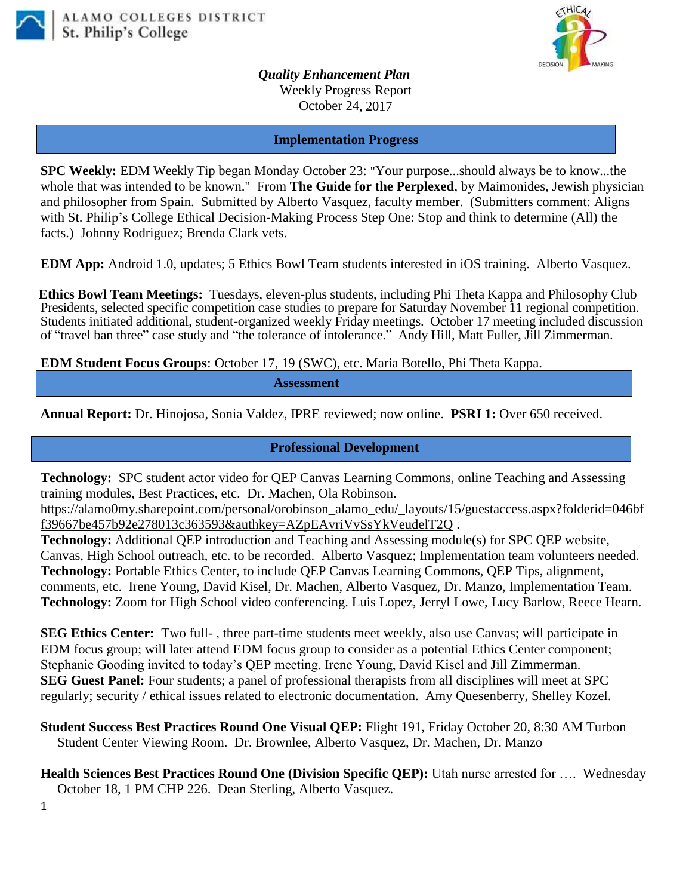ALAMO COLLEGES DISTRICT
St. Philip's College

***Quality Enhancement Plan***
Weekly Progress Report
October 24, 2017

## Implementation Progress

**SPC Weekly:** EDM Weekly Tip began Monday October 23: "Your purpose...should always be to know...the whole that was intended to be known." From **The Guide for the Perplexed**, by Maimonides, Jewish physician and philosopher from Spain. Submitted by Alberto Vasquez, faculty member. (Submitters comment: Aligns with St. Philip's College Ethical Decision-Making Process Step One: Stop and think to determine (All) the facts.) Johnny Rodriguez; Brenda Clark vets.

**EDM App:** Android 1.0, updates; 5 Ethics Bowl Team students interested in iOS training. Alberto Vasquez.

**Ethics Bowl Team Meetings:** Tuesdays, eleven-plus students, including Phi Theta Kappa and Philosophy Club Presidents, selected specific competition case studies to prepare for Saturday November 11 regional competition. Students initiated additional, student-organized weekly Friday meetings. October 17 meeting included discussion of "travel ban three" case study and "the tolerance of intolerance." Andy Hill, Matt Fuller, Jill Zimmerman.

**EDM Student Focus Groups**: October 17, 19 (SWC), etc. Maria Botello, Phi Theta Kappa.

## Assessment

**Annual Report:** Dr. Hinojosa, Sonia Valdez, IPRE reviewed; now online. **PSRI 1:** Over 650 received.

## Professional Development

**Technology:** SPC student actor video for QEP Canvas Learning Commons, online Teaching and Assessing training modules, Best Practices, etc. Dr. Machen, Ola Robinson.
https://alamo0my.sharepoint.com/personal/orobinson_alamo_edu/_layouts/15/guestaccess.aspx?folderid=046bff39667be457b92e278013c363593&authkey=AZpEAvriVvSsYkVeudelT2Q .
**Technology:** Additional QEP introduction and Teaching and Assessing module(s) for SPC QEP website, Canvas, High School outreach, etc. to be recorded. Alberto Vasquez; Implementation team volunteers needed.
**Technology:** Portable Ethics Center, to include QEP Canvas Learning Commons, QEP Tips, alignment, comments, etc. Irene Young, David Kisel, Dr. Machen, Alberto Vasquez, Dr. Manzo, Implementation Team.
**Technology:** Zoom for High School video conferencing. Luis Lopez, Jerryl Lowe, Lucy Barlow, Reece Hearn.

**SEG Ethics Center:** Two full- , three part-time students meet weekly, also use Canvas; will participate in EDM focus group; will later attend EDM focus group to consider as a potential Ethics Center component; Stephanie Gooding invited to today's QEP meeting. Irene Young, David Kisel and Jill Zimmerman.
**SEG Guest Panel:** Four students; a panel of professional therapists from all disciplines will meet at SPC regularly; security / ethical issues related to electronic documentation. Amy Quesenberry, Shelley Kozel.

**Student Success Best Practices Round One Visual QEP:** Flight 191, Friday October 20, 8:30 AM Turbon Student Center Viewing Room. Dr. Brownlee, Alberto Vasquez, Dr. Machen, Dr. Manzo

**Health Sciences Best Practices Round One (Division Specific QEP):** Utah nurse arrested for …. Wednesday October 18, 1 PM CHP 226. Dean Sterling, Alberto Vasquez.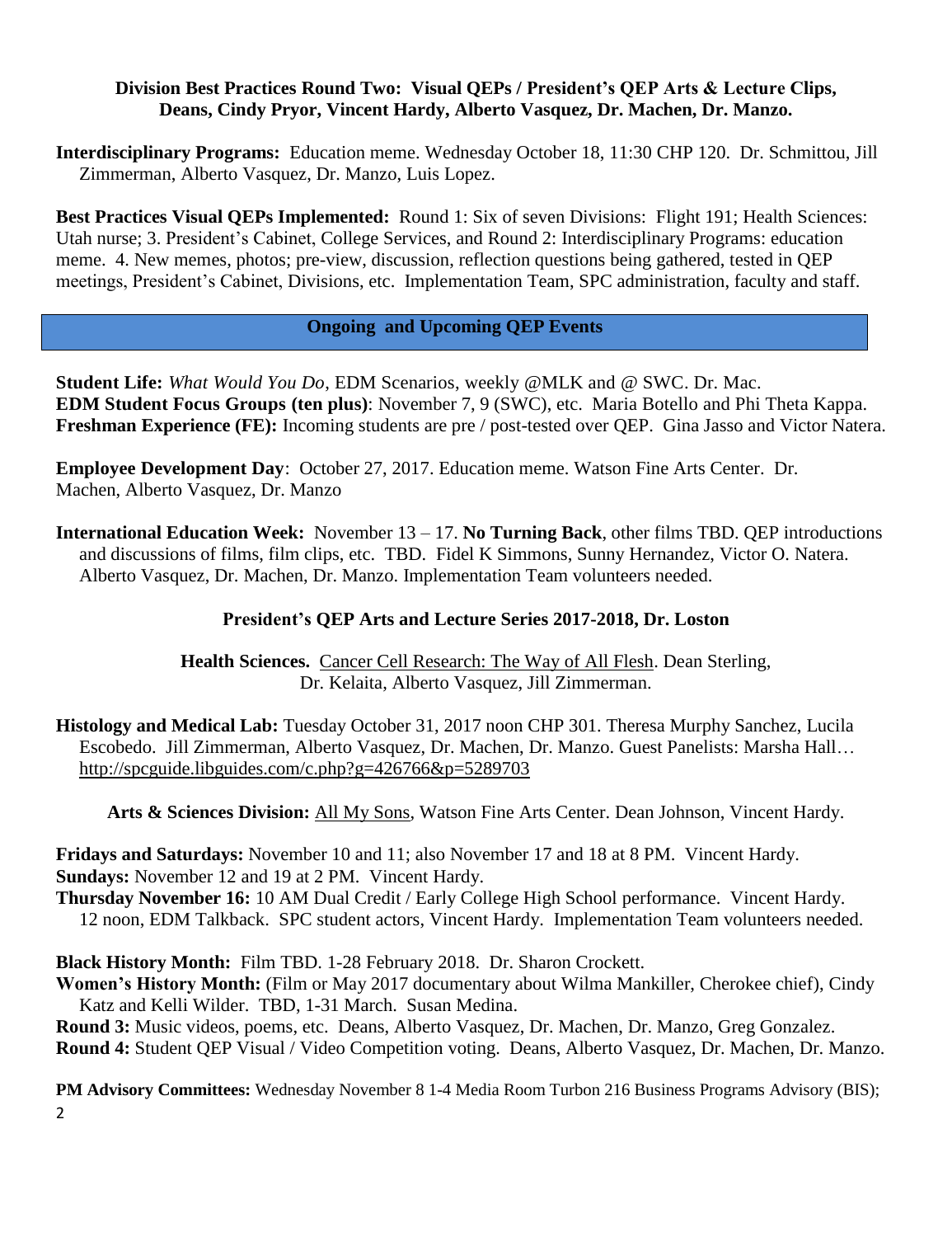**Division Best Practices Round Two: Visual QEPs / President's QEP Arts & Lecture Clips, Deans, Cindy Pryor, Vincent Hardy, Alberto Vasquez, Dr. Machen, Dr. Manzo.**

**Interdisciplinary Programs:** Education meme. Wednesday October 18, 11:30 CHP 120. Dr. Schmittou, Jill Zimmerman, Alberto Vasquez, Dr. Manzo, Luis Lopez.

**Best Practices Visual QEPs Implemented:** Round 1: Six of seven Divisions: Flight 191; Health Sciences: Utah nurse; 3. President's Cabinet, College Services, and Round 2: Interdisciplinary Programs: education meme. 4. New memes, photos; pre-view, discussion, reflection questions being gathered, tested in QEP meetings, President's Cabinet, Divisions, etc. Implementation Team, SPC administration, faculty and staff.

## Ongoing and Upcoming QEP Events

**Student Life:** *What Would You Do*, EDM Scenarios, weekly @MLK and @ SWC. Dr. Mac.
**EDM Student Focus Groups (ten plus)**: November 7, 9 (SWC), etc. Maria Botello and Phi Theta Kappa.
**Freshman Experience (FE):** Incoming students are pre / post-tested over QEP. Gina Jasso and Victor Natera.

**Employee Development Day**: October 27, 2017. Education meme. Watson Fine Arts Center. Dr. Machen, Alberto Vasquez, Dr. Manzo

**International Education Week:** November 13 – 17. **No Turning Back**, other films TBD. QEP introductions and discussions of films, film clips, etc. TBD. Fidel K Simmons, Sunny Hernandez, Victor O. Natera. Alberto Vasquez, Dr. Machen, Dr. Manzo. Implementation Team volunteers needed.

### President's QEP Arts and Lecture Series 2017-2018, Dr. Loston

**Health Sciences.** Cancer Cell Research: The Way of All Flesh. Dean Sterling, Dr. Kelaita, Alberto Vasquez, Jill Zimmerman.

**Histology and Medical Lab:** Tuesday October 31, 2017 noon CHP 301. Theresa Murphy Sanchez, Lucila Escobedo. Jill Zimmerman, Alberto Vasquez, Dr. Machen, Dr. Manzo. Guest Panelists: Marsha Hall… http://spcguide.libguides.com/c.php?g=426766&p=5289703

**Arts & Sciences Division:** All My Sons, Watson Fine Arts Center. Dean Johnson, Vincent Hardy.

**Fridays and Saturdays:** November 10 and 11; also November 17 and 18 at 8 PM. Vincent Hardy.
**Sundays:** November 12 and 19 at 2 PM. Vincent Hardy.
**Thursday November 16:** 10 AM Dual Credit / Early College High School performance. Vincent Hardy. 12 noon, EDM Talkback. SPC student actors, Vincent Hardy. Implementation Team volunteers needed.

**Black History Month:** Film TBD. 1-28 February 2018. Dr. Sharon Crockett.
**Women's History Month:** (Film or May 2017 documentary about Wilma Mankiller, Cherokee chief), Cindy Katz and Kelli Wilder. TBD, 1-31 March. Susan Medina.
**Round 3:** Music videos, poems, etc. Deans, Alberto Vasquez, Dr. Machen, Dr. Manzo, Greg Gonzalez.
**Round 4:** Student QEP Visual / Video Competition voting. Deans, Alberto Vasquez, Dr. Machen, Dr. Manzo.

**PM Advisory Committees:** Wednesday November 8 1-4 Media Room Turbon 216 Business Programs Advisory (BIS);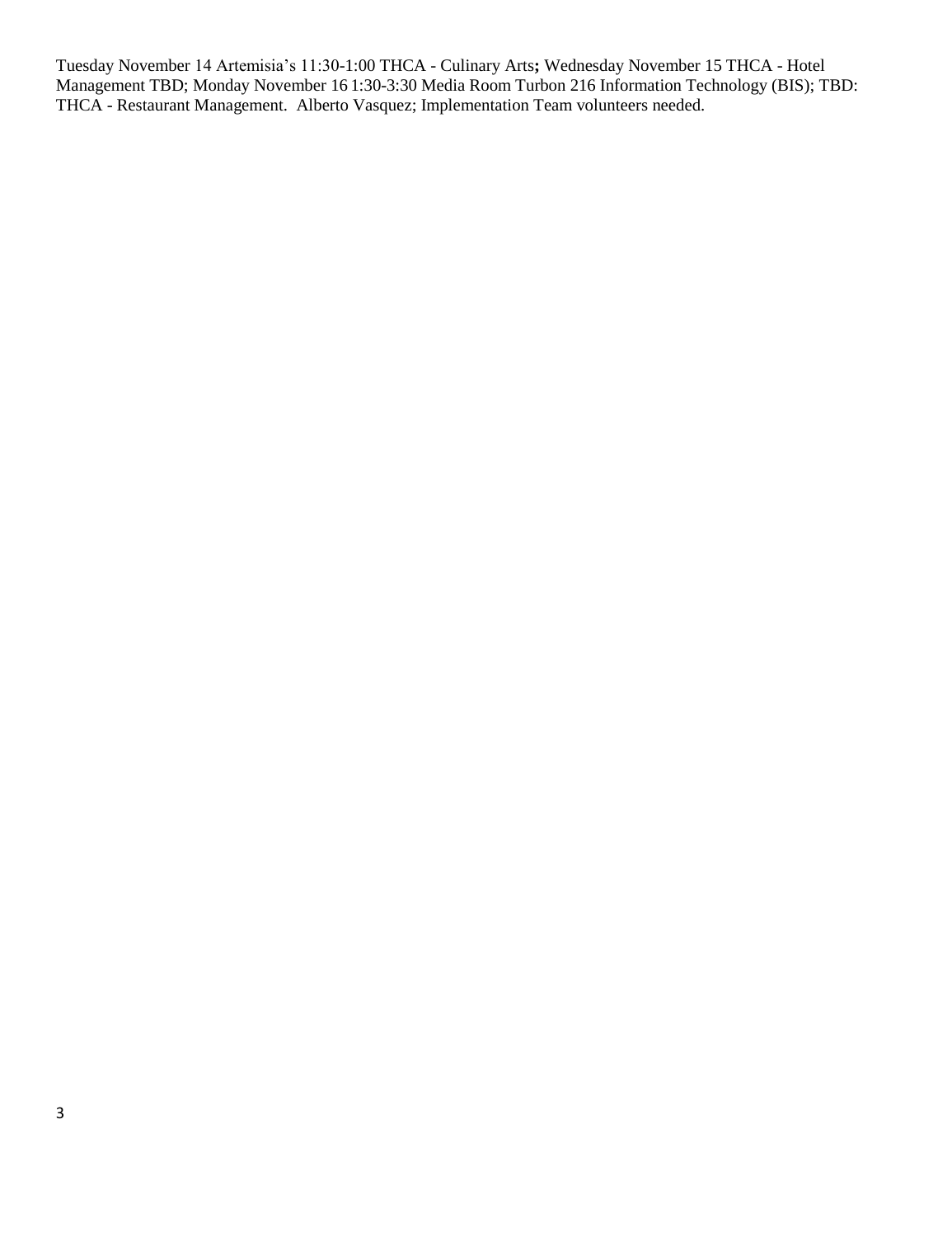Tuesday November 14 Artemisia's 11:30-1:00 THCA - Culinary Arts**;** Wednesday November 15 THCA - Hotel Management TBD; Monday November 16 1:30-3:30 Media Room Turbon 216 Information Technology (BIS); TBD: THCA - Restaurant Management. Alberto Vasquez; Implementation Team volunteers needed.